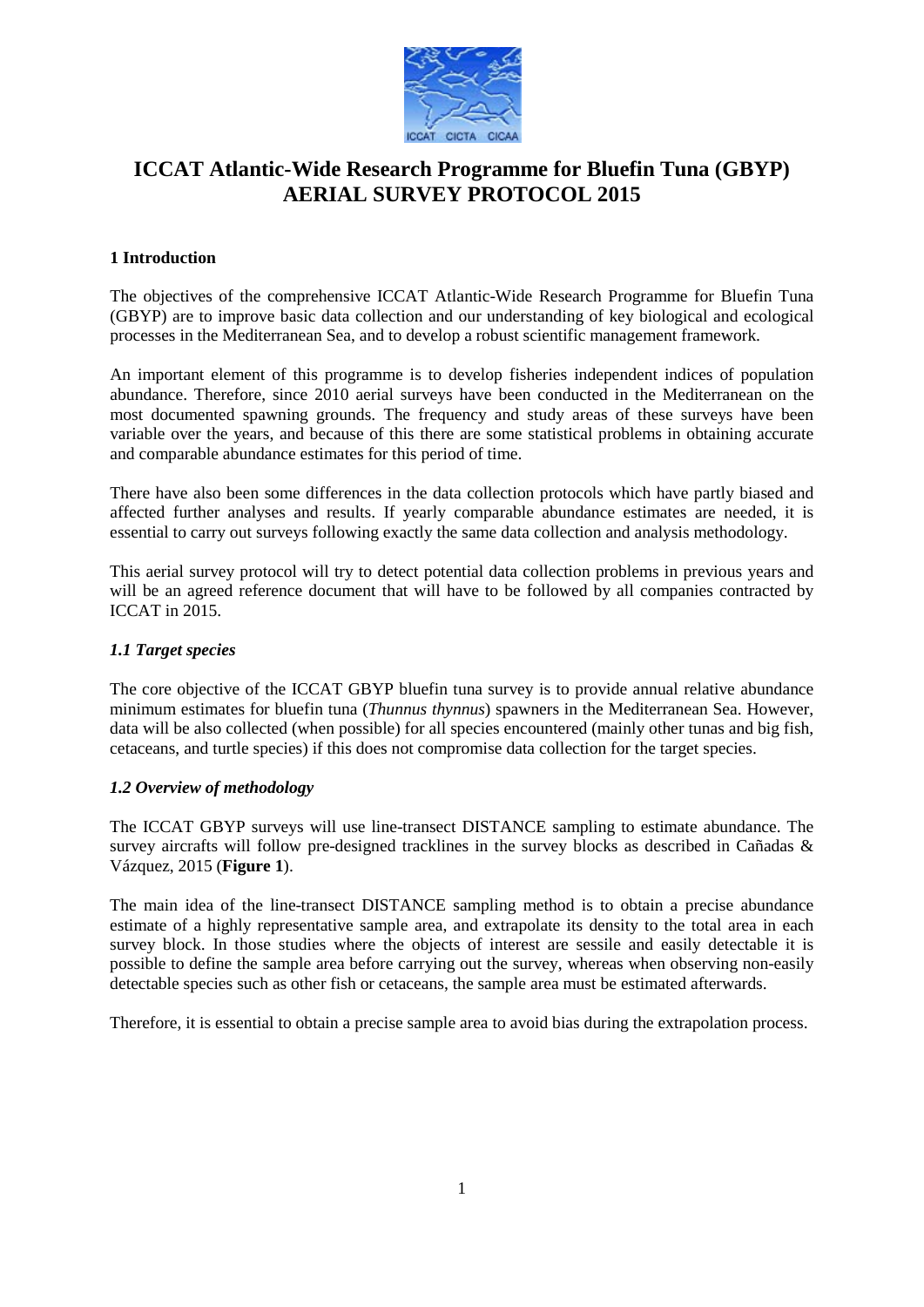# ICCAT Atlantic-Wide Research Programme for Bluefin Tuna (GBYP) AERIAL SURVEY PROTOCOL 2015

## 1 Introduction

The objectives of the comprehensive ICCAT Atlantic-Wide Research Programme for Bluefin Tuna (GBYP) are to improve basic data collection and our understanding of key biological and ecological processes in the Mediterranean Sea, and to develop a robust scientific management framework.

An important element of this programme is to develop fisheries independent indices of population abundance. Therefore, since 2010 aerial surveys have been conducted in the Mediterranean on the most documented spawning grounds. The frequency and study areas of these surveys have been variable over the years, and because of this there are some statistical problems in obtaining accurate and comparable abundance estimates for this period of time.

There have also been some differences in the data collection protocols which have partly biased and affected further analyses and results. If yearly comparable abundance estimates are needed, it is essential to carry out surveys following exactly the same data collection and analysis methodology.

This aerial survey protocol will try to detect potential data collection problems in previous years and will be an agreed reference document that will have to be followed by all companies contracted by ICCAT in 2015.

### *1.1 Target species*

The core objective of the ICCAT GBYP bluefin tuna survey is to provide annual relative abundance minimum estimates for bluefin tuna (*Thunnus thynnus*) spawners in the Mediterranean Sea. However, data will be also collected (when possible) for all species encountered (mainly other tunas and big fish, cetaceans, and turtle species) if this does not compromise data collection for the target species.

### *1.2 Overview of methodology*

The ICCAT GBYP surveys will use line-transect DISTANCE sampling to estimate abundance. The survey aircrafts will follow pre-designed tracklines in the survey blocks as described in Cañadas & Vázquez, 2015 (**Figure 1**).

The main idea of the line-transect DISTANCE sampling method is to obtain a precise abundance estimate of a highly representative sample area, and extrapolate its density to the total area in each survey block. In those studies where the objects of interest are sessile and easily detectable it is possible to define the sample area before carrying out the survey, whereas when observing non-easily detectable species such as other fish or cetaceans, the sample area must be estimated afterwards.

Therefore, it is essential to obtain a precise sample area to avoid bias during the extrapolation process.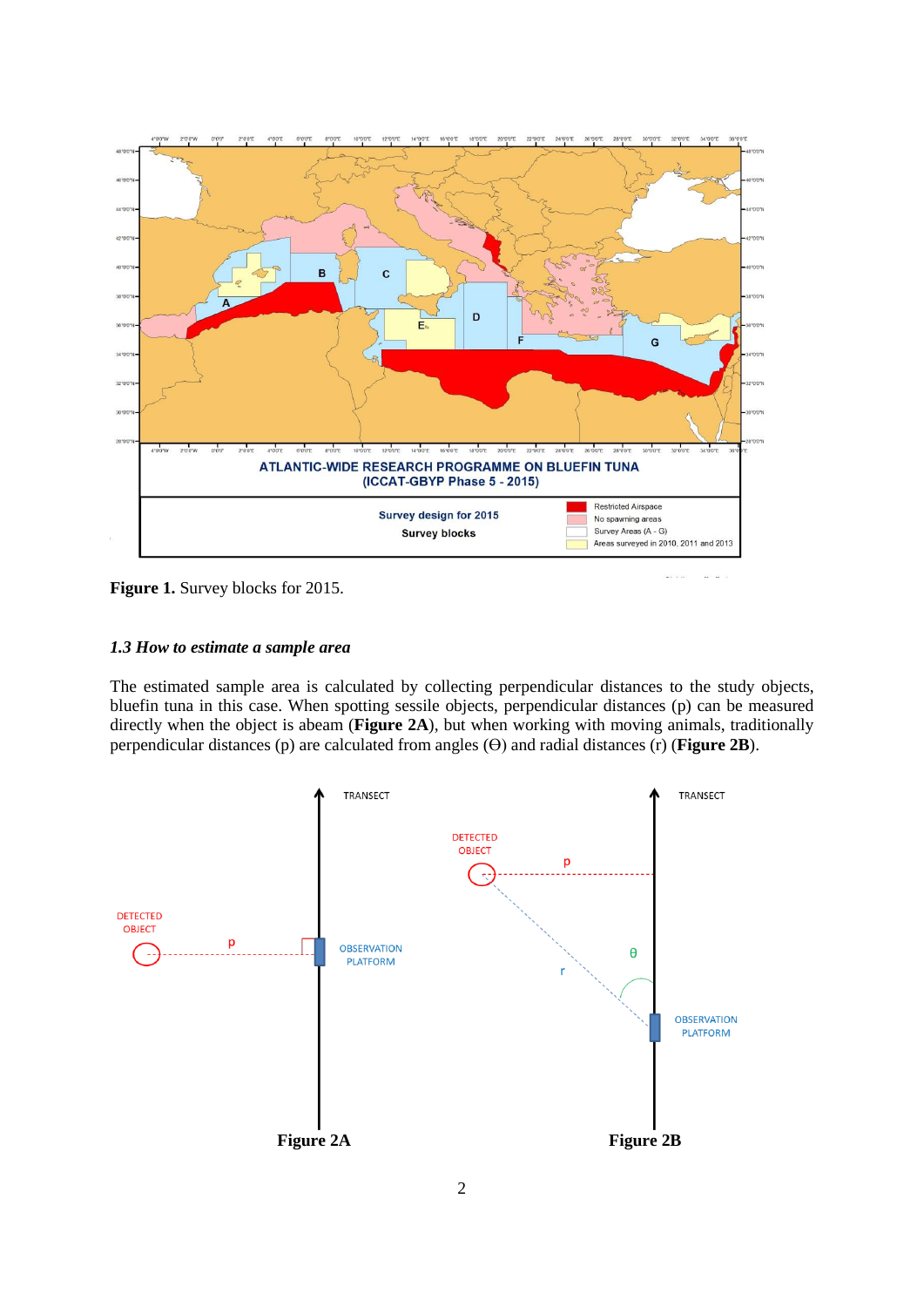**Figure 1.** Survey blocks for 2015.

### *1.3 How to estimate a sample area*

The estimated sample area is calculated by collecting perpendicular distances to the study objects, bluefin tuna in this case. When spotting sessile objects, perpendicular distances (p) can be measured directly when the object is abeam (**Figure 2A**), but when working with moving animals, traditionally perpendicular distances (p) are calculated from angles (ϴ) and radial distances (r) (**Figure 2B**).

**Figure 2A** **Figure 2B**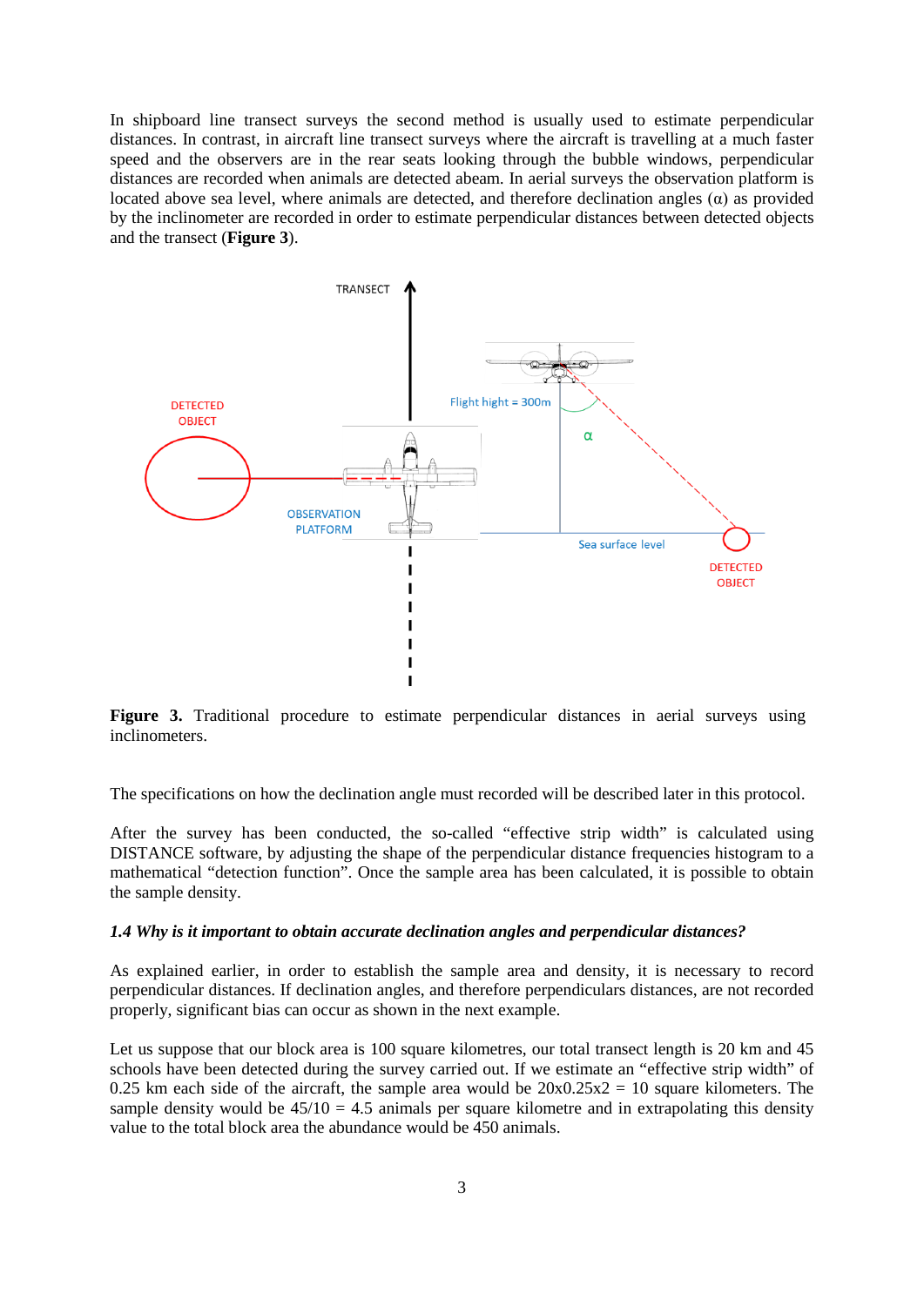In shipboard line transect surveys the second method is usually used to estimate perpendicular distances. In contrast, in aircraft line transect surveys where the aircraft is travelling at a much faster speed and the observers are in the rear seats looking through the bubble windows, perpendicular distances are recorded when animals are detected abeam. In aerial surveys the observation platform is located above sea level, where animals are detected, and therefore declination angles ($\alpha$) as provided by the inclinometer are recorded in order to estimate perpendicular distances between detected objects and the transect (**Figure 3**).

**Figure 3.** Traditional procedure to estimate perpendicular distances in aerial surveys using inclinometers.

The specifications on how the declination angle must recorded will be described later in this protocol.

After the survey has been conducted, the so-called "effective strip width" is calculated using DISTANCE software, by adjusting the shape of the perpendicular distance frequencies histogram to a mathematical "detection function". Once the sample area has been calculated, it is possible to obtain the sample density.

### *1.4 Why is it important to obtain accurate declination angles and perpendicular distances?*

As explained earlier, in order to establish the sample area and density, it is necessary to record perpendicular distances. If declination angles, and therefore perpendiculars distances, are not recorded properly, significant bias can occur as shown in the next example.

Let us suppose that our block area is 100 square kilometres, our total transect length is 20 km and 45 schools have been detected during the survey carried out. If we estimate an "effective strip width" of 0.25 km each side of the aircraft, the sample area would be 20x0.25x2 = 10 square kilometers. The sample density would be 45/10 = 4.5 animals per square kilometre and in extrapolating this density value to the total block area the abundance would be 450 animals.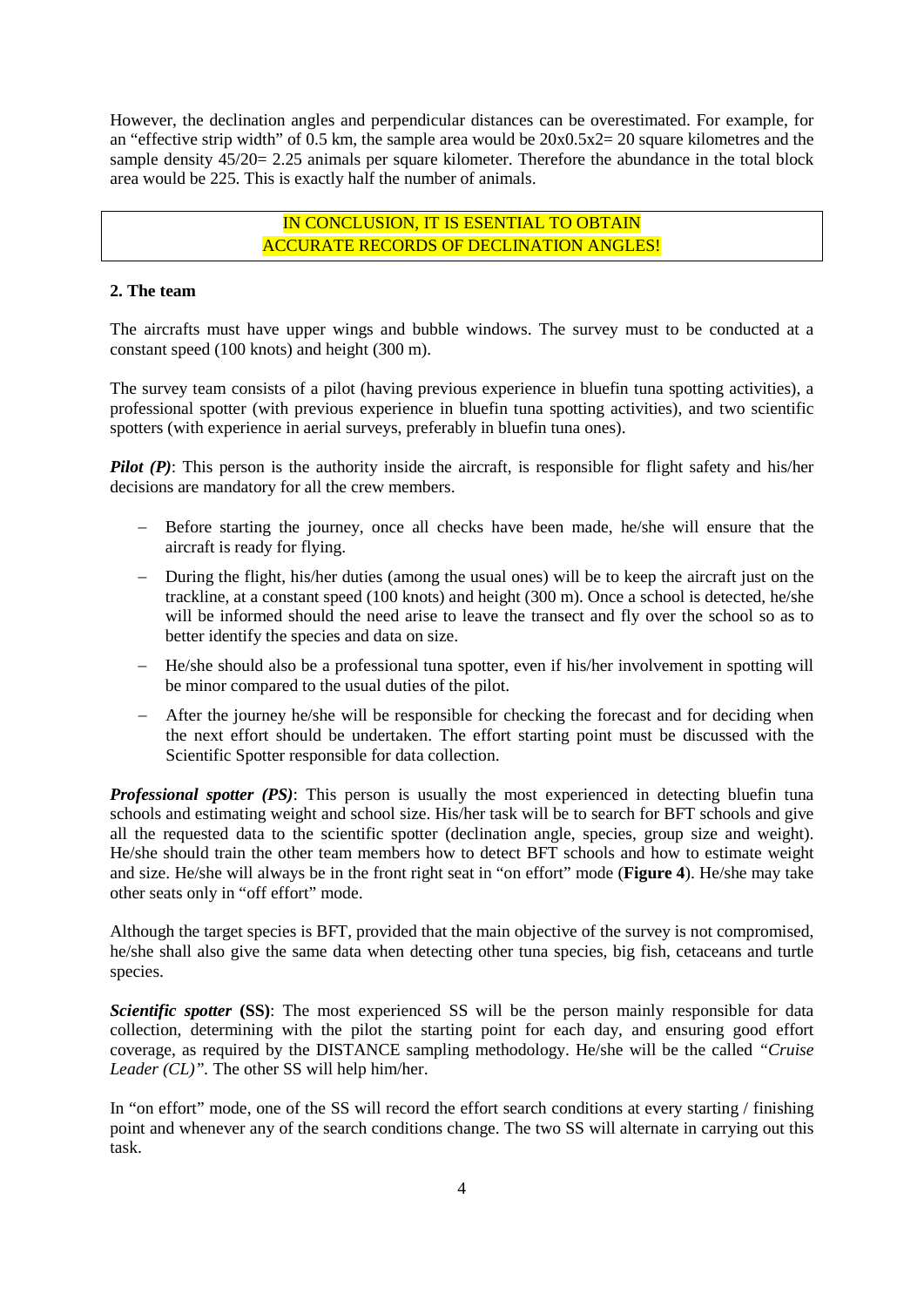However, the declination angles and perpendicular distances can be overestimated. For example, for an "effective strip width" of 0.5 km, the sample area would be 20x0.5x2= 20 square kilometres and the sample density 45/20= 2.25 animals per square kilometer. Therefore the abundance in the total block area would be 225. This is exactly half the number of animals.

| IN CONCLUSION, IT IS ESENTIAL TO OBTAIN ACCURATE RECORDS OF DECLINATION ANGLES! |
|---|

**2. The team**

The aircrafts must have upper wings and bubble windows. The survey must to be conducted at a constant speed (100 knots) and height (300 m).

The survey team consists of a pilot (having previous experience in bluefin tuna spotting activities), a professional spotter (with previous experience in bluefin tuna spotting activities), and two scientific spotters (with experience in aerial surveys, preferably in bluefin tuna ones).

***Pilot (P)***: This person is the authority inside the aircraft, is responsible for flight safety and his/her decisions are mandatory for all the crew members.

- Before starting the journey, once all checks have been made, he/she will ensure that the aircraft is ready for flying.
- During the flight, his/her duties (among the usual ones) will be to keep the aircraft just on the trackline, at a constant speed (100 knots) and height (300 m). Once a school is detected, he/she will be informed should the need arise to leave the transect and fly over the school so as to better identify the species and data on size.
- He/she should also be a professional tuna spotter, even if his/her involvement in spotting will be minor compared to the usual duties of the pilot.
- After the journey he/she will be responsible for checking the forecast and for deciding when the next effort should be undertaken. The effort starting point must be discussed with the Scientific Spotter responsible for data collection.

***Professional spotter (PS)***: This person is usually the most experienced in detecting bluefin tuna schools and estimating weight and school size. His/her task will be to search for BFT schools and give all the requested data to the scientific spotter (declination angle, species, group size and weight). He/she should train the other team members how to detect BFT schools and how to estimate weight and size. He/she will always be in the front right seat in "on effort" mode (**Figure 4**). He/she may take other seats only in "off effort" mode.

Although the target species is BFT, provided that the main objective of the survey is not compromised, he/she shall also give the same data when detecting other tuna species, big fish, cetaceans and turtle species.

***Scientific spotter* (SS)**: The most experienced SS will be the person mainly responsible for data collection, determining with the pilot the starting point for each day, and ensuring good effort coverage, as required by the DISTANCE sampling methodology. He/she will be the called *"Cruise Leader (CL)"*. The other SS will help him/her.

In "on effort" mode, one of the SS will record the effort search conditions at every starting / finishing point and whenever any of the search conditions change. The two SS will alternate in carrying out this task.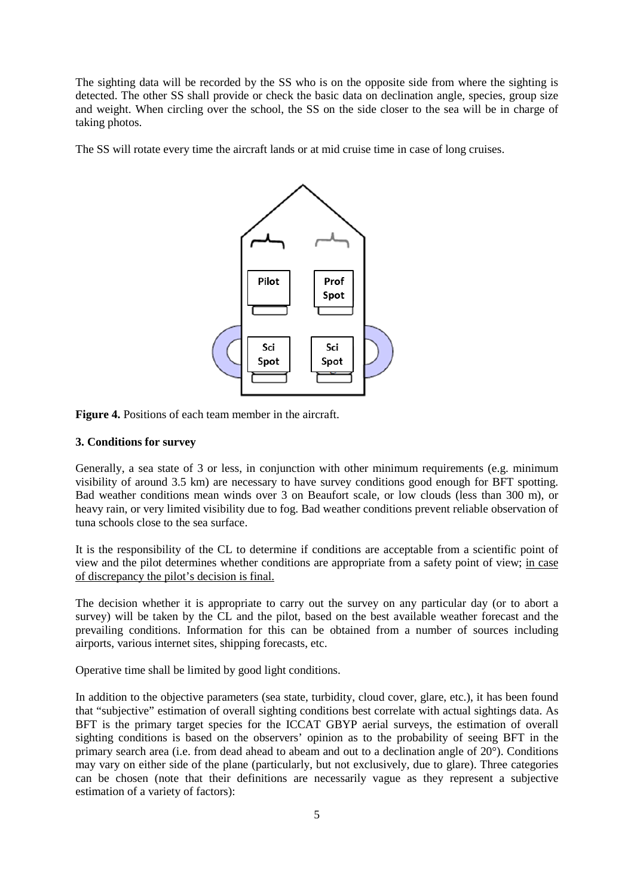The sighting data will be recorded by the SS who is on the opposite side from where the sighting is detected. The other SS shall provide or check the basic data on declination angle, species, group size and weight. When circling over the school, the SS on the side closer to the sea will be in charge of taking photos.

The SS will rotate every time the aircraft lands or at mid cruise time in case of long cruises.

Pilot

Prof Spot

Sci Spot

Sci Spot

**Figure 4.** Positions of each team member in the aircraft.

### 3. Conditions for survey

Generally, a sea state of 3 or less, in conjunction with other minimum requirements (e.g. minimum visibility of around 3.5 km) are necessary to have survey conditions good enough for BFT spotting. Bad weather conditions mean winds over 3 on Beaufort scale, or low clouds (less than 300 m), or heavy rain, or very limited visibility due to fog. Bad weather conditions prevent reliable observation of tuna schools close to the sea surface.

It is the responsibility of the CL to determine if conditions are acceptable from a scientific point of view and the pilot determines whether conditions are appropriate from a safety point of view; in case of discrepancy the pilot's decision is final.

The decision whether it is appropriate to carry out the survey on any particular day (or to abort a survey) will be taken by the CL and the pilot, based on the best available weather forecast and the prevailing conditions. Information for this can be obtained from a number of sources including airports, various internet sites, shipping forecasts, etc.

Operative time shall be limited by good light conditions.

In addition to the objective parameters (sea state, turbidity, cloud cover, glare, etc.), it has been found that "subjective" estimation of overall sighting conditions best correlate with actual sightings data. As BFT is the primary target species for the ICCAT GBYP aerial surveys, the estimation of overall sighting conditions is based on the observers' opinion as to the probability of seeing BFT in the primary search area (i.e. from dead ahead to abeam and out to a declination angle of 20°). Conditions may vary on either side of the plane (particularly, but not exclusively, due to glare). Three categories can be chosen (note that their definitions are necessarily vague as they represent a subjective estimation of a variety of factors):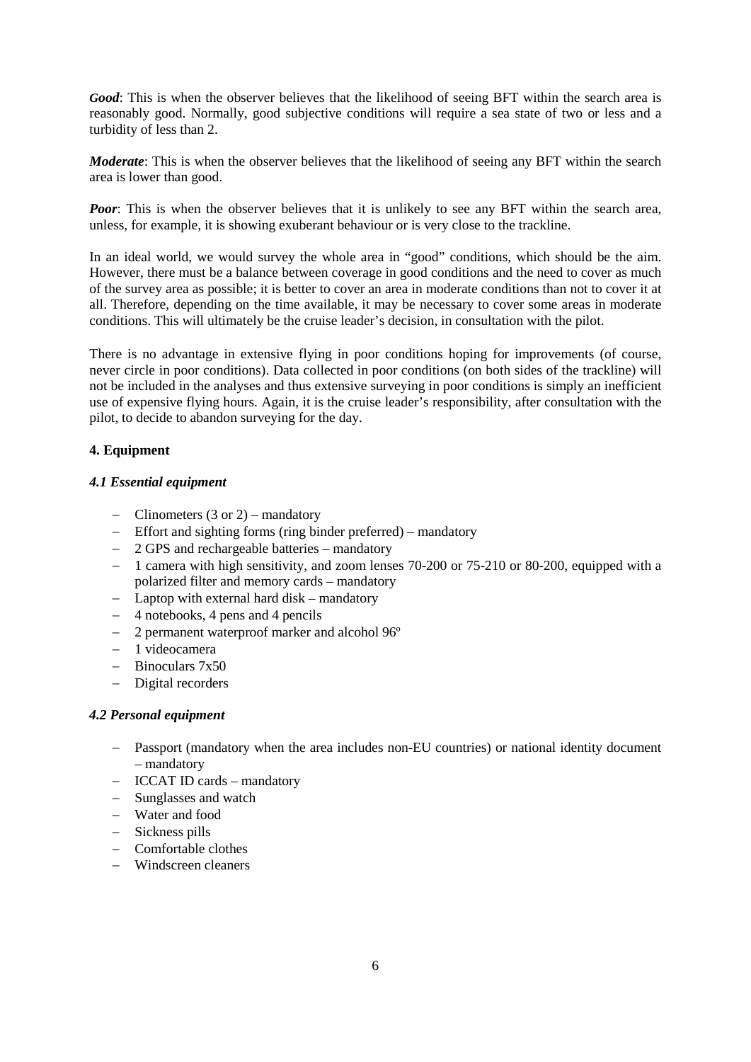***Good***: This is when the observer believes that the likelihood of seeing BFT within the search area is reasonably good. Normally, good subjective conditions will require a sea state of two or less and a turbidity of less than 2.

***Moderate***: This is when the observer believes that the likelihood of seeing any BFT within the search area is lower than good.

***Poor***: This is when the observer believes that it is unlikely to see any BFT within the search area, unless, for example, it is showing exuberant behaviour or is very close to the trackline.

In an ideal world, we would survey the whole area in "good" conditions, which should be the aim. However, there must be a balance between coverage in good conditions and the need to cover as much of the survey area as possible; it is better to cover an area in moderate conditions than not to cover it at all. Therefore, depending on the time available, it may be necessary to cover some areas in moderate conditions. This will ultimately be the cruise leader's decision, in consultation with the pilot.

There is no advantage in extensive flying in poor conditions hoping for improvements (of course, never circle in poor conditions). Data collected in poor conditions (on both sides of the trackline) will not be included in the analyses and thus extensive surveying in poor conditions is simply an inefficient use of expensive flying hours. Again, it is the cruise leader's responsibility, after consultation with the pilot, to decide to abandon surveying for the day.

## 4. Equipment

### *4.1 Essential equipment*

- Clinometers (3 or 2) – mandatory
- Effort and sighting forms (ring binder preferred) – mandatory
- 2 GPS and rechargeable batteries – mandatory
- 1 camera with high sensitivity, and zoom lenses 70-200 or 75-210 or 80-200, equipped with a polarized filter and memory cards – mandatory
- Laptop with external hard disk – mandatory
- 4 notebooks, 4 pens and 4 pencils
- 2 permanent waterproof marker and alcohol 96º
- 1 videocamera
- Binoculars 7x50
- Digital recorders

### *4.2 Personal equipment*

- Passport (mandatory when the area includes non-EU countries) or national identity document – mandatory
- ICCAT ID cards – mandatory
- Sunglasses and watch
- Water and food
- Sickness pills
- Comfortable clothes
- Windscreen cleaners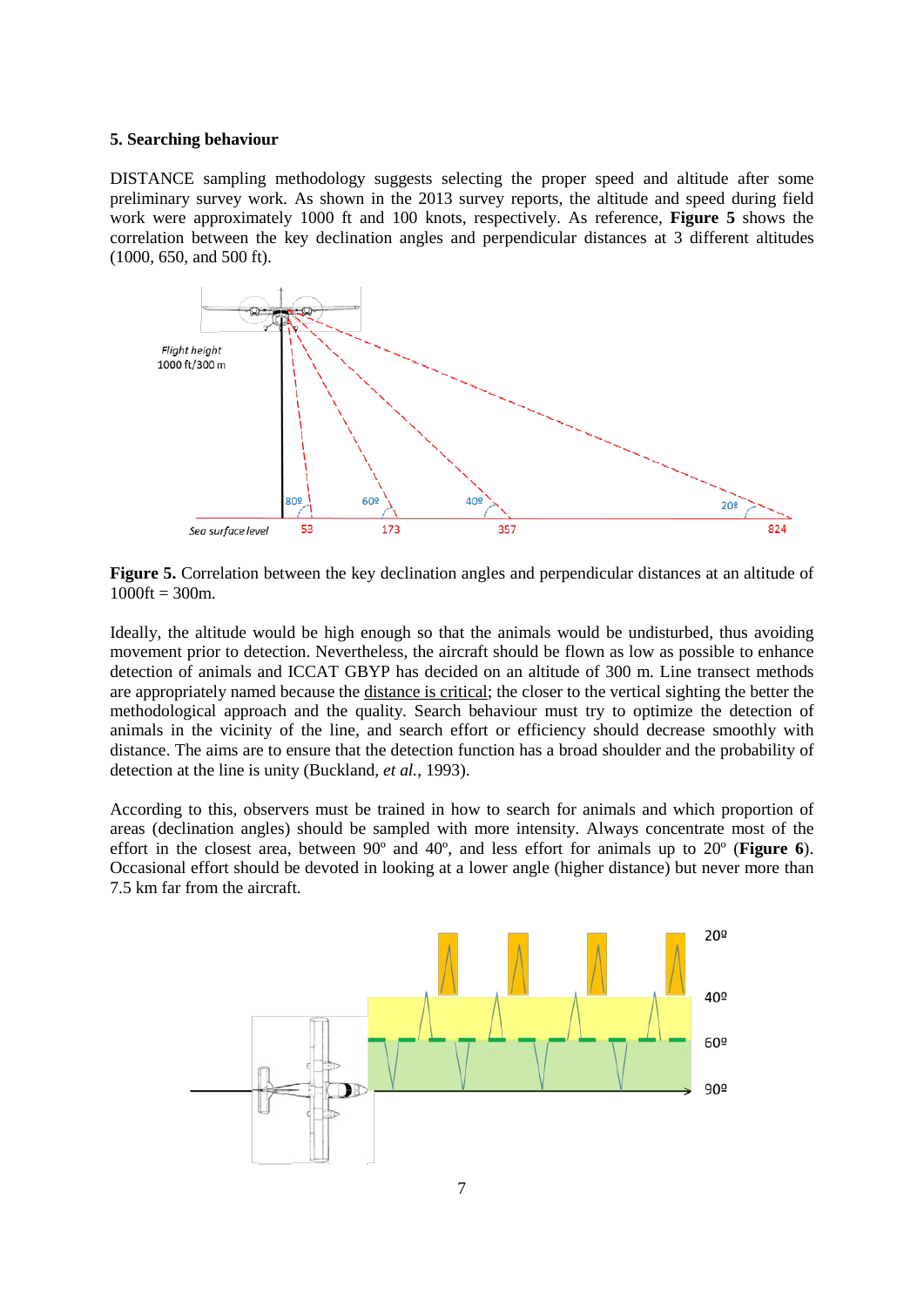### 5. Searching behaviour

DISTANCE sampling methodology suggests selecting the proper speed and altitude after some preliminary survey work. As shown in the 2013 survey reports, the altitude and speed during field work were approximately 1000 ft and 100 knots, respectively. As reference, **Figure 5** shows the correlation between the key declination angles and perpendicular distances at 3 different altitudes (1000, 650, and 500 ft).

**Figure 5.** Correlation between the key declination angles and perpendicular distances at an altitude of 1000ft = 300m.

Ideally, the altitude would be high enough so that the animals would be undisturbed, thus avoiding movement prior to detection. Nevertheless, the aircraft should be flown as low as possible to enhance detection of animals and ICCAT GBYP has decided on an altitude of 300 m. Line transect methods are appropriately named because the distance is critical; the closer to the vertical sighting the better the methodological approach and the quality. Search behaviour must try to optimize the detection of animals in the vicinity of the line, and search effort or efficiency should decrease smoothly with distance. The aims are to ensure that the detection function has a broad shoulder and the probability of detection at the line is unity (Buckland, *et al.*, 1993).

According to this, observers must be trained in how to search for animals and which proportion of areas (declination angles) should be sampled with more intensity. Always concentrate most of the effort in the closest area, between 90º and 40º, and less effort for animals up to 20º (**Figure 6**). Occasional effort should be devoted in looking at a lower angle (higher distance) but never more than 7.5 km far from the aircraft.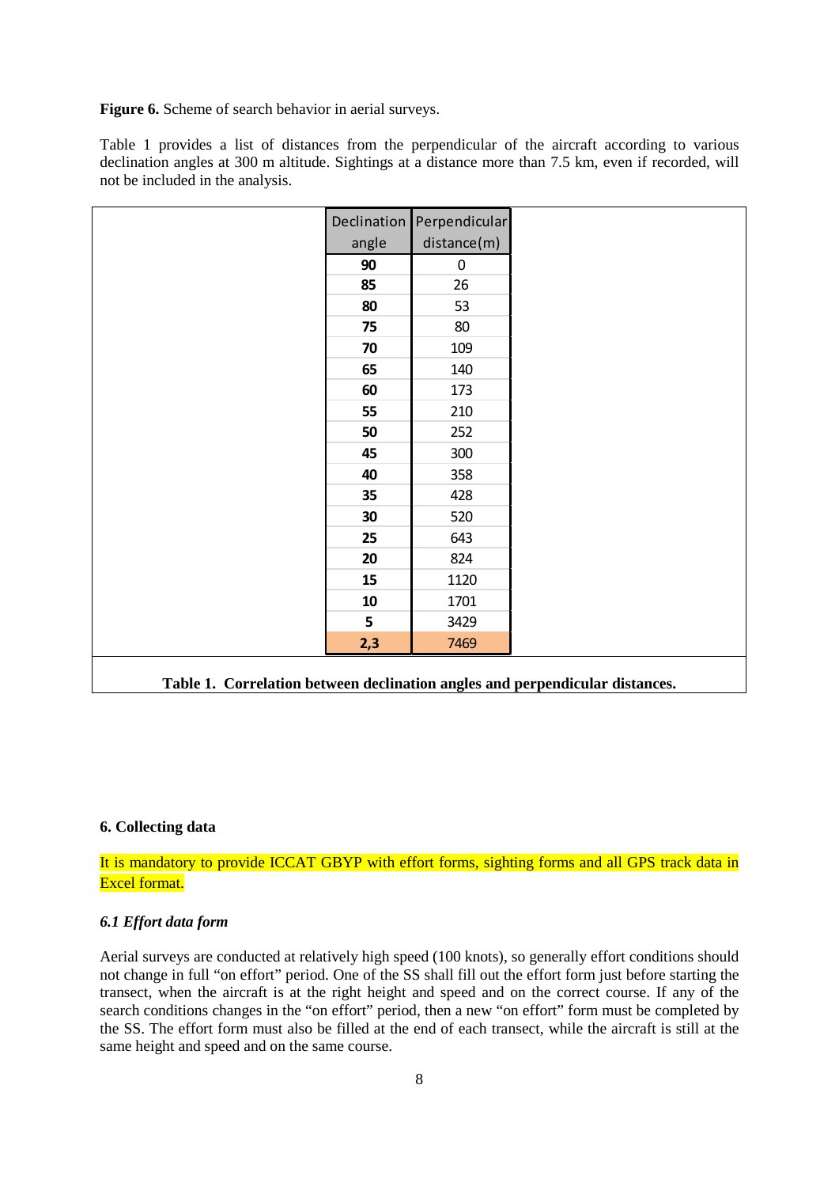**Figure 6.** Scheme of search behavior in aerial surveys.

Table 1 provides a list of distances from the perpendicular of the aircraft according to various declination angles at 300 m altitude. Sightings at a distance more than 7.5 km, even if recorded, will not be included in the analysis.

| Declination angle | Perpendicular distance(m) |
|---|---|
| **90** | 0 |
| **85** | 26 |
| **80** | 53 |
| **75** | 80 |
| **70** | 109 |
| **65** | 140 |
| **60** | 173 |
| **55** | 210 |
| **50** | 252 |
| **45** | 300 |
| **40** | 358 |
| **35** | 428 |
| **30** | 520 |
| **25** | 643 |
| **20** | 824 |
| **15** | 1120 |
| **10** | 1701 |
| **5** | 3429 |
| **2,3** | 7469 |

**Table 1. Correlation between declination angles and perpendicular distances.**

### 6. Collecting data

It is mandatory to provide ICCAT GBYP with effort forms, sighting forms and all GPS track data in Excel format.

#### *6.1 Effort data form*

Aerial surveys are conducted at relatively high speed (100 knots), so generally effort conditions should not change in full "on effort" period. One of the SS shall fill out the effort form just before starting the transect, when the aircraft is at the right height and speed and on the correct course. If any of the search conditions changes in the "on effort" period, then a new "on effort" form must be completed by the SS. The effort form must also be filled at the end of each transect, while the aircraft is still at the same height and speed and on the same course.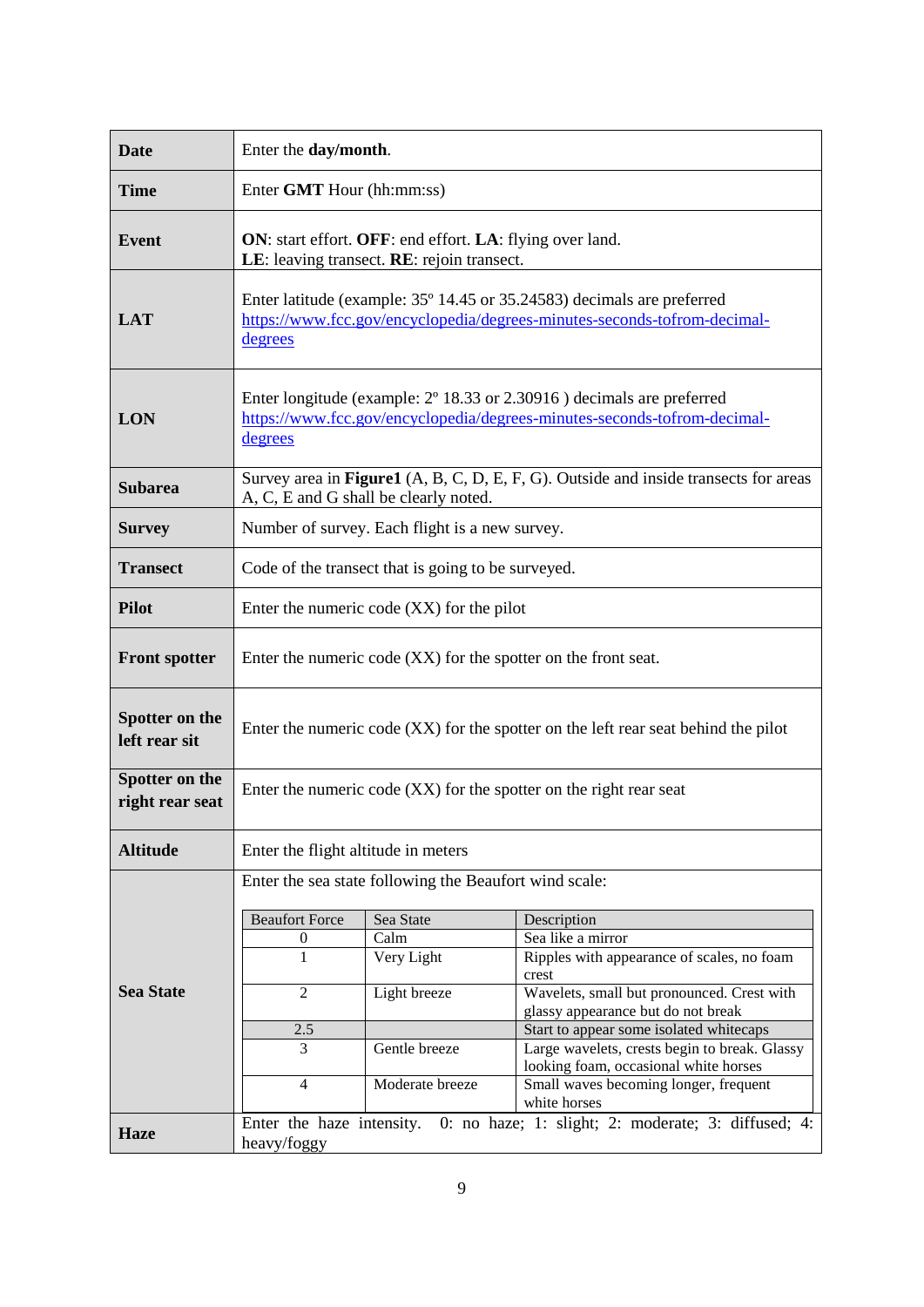| | |
|---|---|
| **Date** | Enter the **day/month**. |
| **Time** | Enter **GMT** Hour (hh:mm:ss) |
| **Event** | **ON**: start effort. **OFF**: end effort. **LA**: flying over land.<br>**LE**: leaving transect. **RE**: rejoin transect. |
| **LAT** | Enter latitude (example: 35º 14.45 or 35.24583) decimals are preferred<br>[https://www.fcc.gov/encyclopedia/degrees-minutes-seconds-tofrom-decimal-degrees](https://www.fcc.gov/encyclopedia/degrees-minutes-seconds-tofrom-decimal-degrees) |
| **LON** | Enter longitude (example: 2º 18.33 or 2.30916 ) decimals are preferred<br>[https://www.fcc.gov/encyclopedia/degrees-minutes-seconds-tofrom-decimal-degrees](https://www.fcc.gov/encyclopedia/degrees-minutes-seconds-tofrom-decimal-degrees) |
| **Subarea** | Survey area in **Figure1** (A, B, C, D, E, F, G). Outside and inside transects for areas A, C, E and G shall be clearly noted. |
| **Survey** | Number of survey. Each flight is a new survey. |
| **Transect** | Code of the transect that is going to be surveyed. |
| **Pilot** | Enter the numeric code (XX) for the pilot |
| **Front spotter** | Enter the numeric code (XX) for the spotter on the front seat. |
| **Spotter on the left rear sit** | Enter the numeric code (XX) for the spotter on the left rear seat behind the pilot |
| **Spotter on the right rear seat** | Enter the numeric code (XX) for the spotter on the right rear seat |
| **Altitude** | Enter the flight altitude in meters |
| **Sea State** | Enter the sea state following the Beaufort wind scale: (see table below) |
| **Haze** | Enter the haze intensity. 0: no haze; 1: slight; 2: moderate; 3: diffused; 4: heavy/foggy |

| Beaufort Force | Sea State | Description |
|---|---|---|
| 0 | Calm | Sea like a mirror |
| 1 | Very Light | Ripples with appearance of scales, no foam crest |
| 2 | Light breeze | Wavelets, small but pronounced. Crest with glassy appearance but do not break |
| 2.5 | | Start to appear some isolated whitecaps |
| 3 | Gentle breeze | Large wavelets, crests begin to break. Glassy looking foam, occasional white horses |
| 4 | Moderate breeze | Small waves becoming longer, frequent white horses |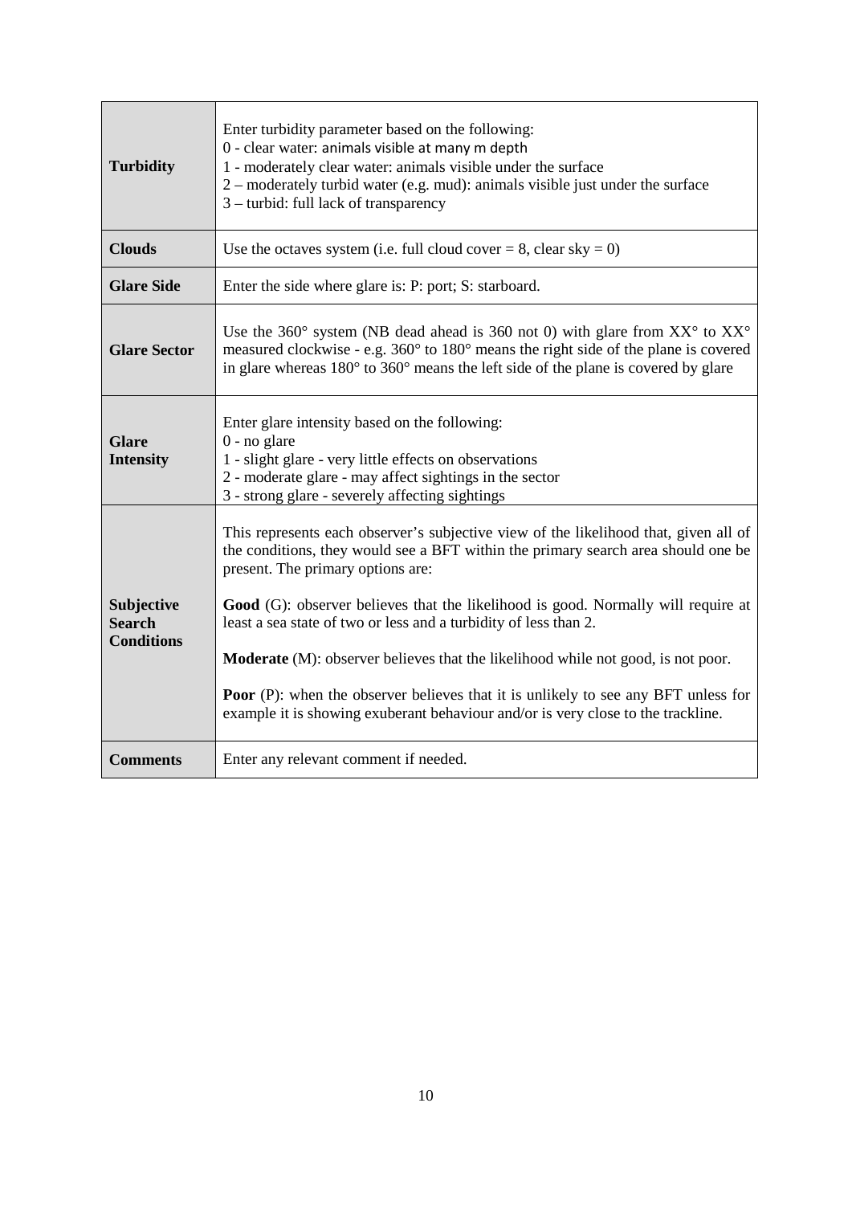| | |
|---|---|
| **Turbidity** | Enter turbidity parameter based on the following:<br>0 - clear water: animals visible at many m depth<br>1 - moderately clear water: animals visible under the surface<br>2 – moderately turbid water (e.g. mud): animals visible just under the surface<br>3 – turbid: full lack of transparency |
| **Clouds** | Use the octaves system (i.e. full cloud cover = 8, clear sky = 0) |
| **Glare Side** | Enter the side where glare is: P: port; S: starboard. |
| **Glare Sector** | Use the 360° system (NB dead ahead is 360 not 0) with glare from XX° to XX° measured clockwise - e.g. 360° to 180° means the right side of the plane is covered in glare whereas 180° to 360° means the left side of the plane is covered by glare |
| **Glare Intensity** | Enter glare intensity based on the following:<br>0 - no glare<br>1 - slight glare - very little effects on observations<br>2 - moderate glare - may affect sightings in the sector<br>3 - strong glare - severely affecting sightings |
| **Subjective Search Conditions** | This represents each observer's subjective view of the likelihood that, given all of the conditions, they would see a BFT within the primary search area should one be present. The primary options are:<br><br>**Good** (G): observer believes that the likelihood is good. Normally will require at least a sea state of two or less and a turbidity of less than 2.<br><br>**Moderate** (M): observer believes that the likelihood while not good, is not poor.<br><br>**Poor** (P): when the observer believes that it is unlikely to see any BFT unless for example it is showing exuberant behaviour and/or is very close to the trackline. |
| **Comments** | Enter any relevant comment if needed. |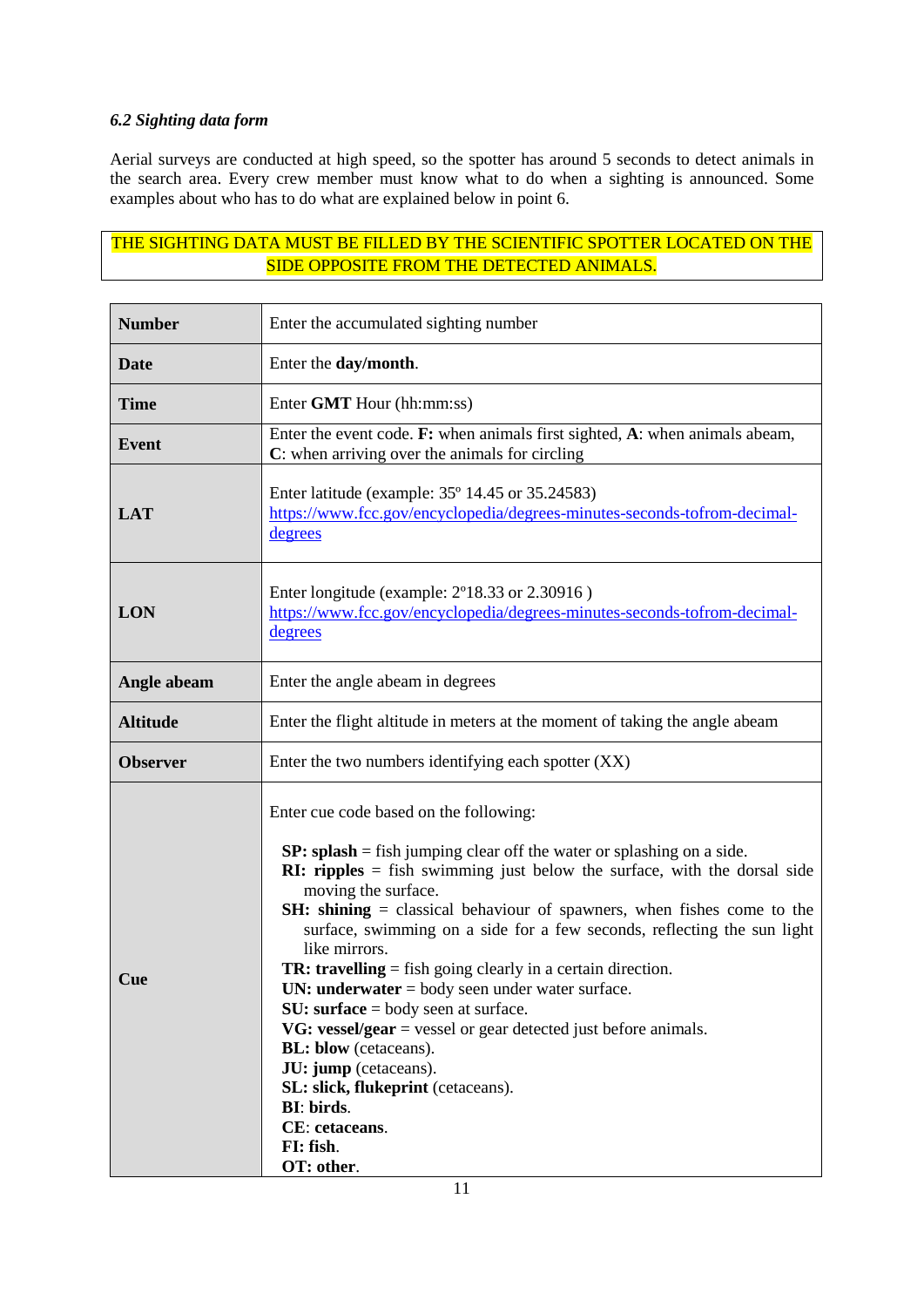*6.2 Sighting data form*

Aerial surveys are conducted at high speed, so the spotter has around 5 seconds to detect animals in the search area. Every crew member must know what to do when a sighting is announced. Some examples about who has to do what are explained below in point 6.

THE SIGHTING DATA MUST BE FILLED BY THE SCIENTIFIC SPOTTER LOCATED ON THE SIDE OPPOSITE FROM THE DETECTED ANIMALS.

| | |
|---|---|
| **Number** | Enter the accumulated sighting number |
| **Date** | Enter the **day/month**. |
| **Time** | Enter **GMT** Hour (hh:mm:ss) |
| **Event** | Enter the event code. **F:** when animals first sighted, **A**: when animals abeam, **C**: when arriving over the animals for circling |
| **LAT** | Enter latitude (example: 35º 14.45 or 35.24583) https://www.fcc.gov/encyclopedia/degrees-minutes-seconds-tofrom-decimal-degrees |
| **LON** | Enter longitude (example: 2º18.33 or 2.30916 ) https://www.fcc.gov/encyclopedia/degrees-minutes-seconds-tofrom-decimal-degrees |
| **Angle abeam** | Enter the angle abeam in degrees |
| **Altitude** | Enter the flight altitude in meters at the moment of taking the angle abeam |
| **Observer** | Enter the two numbers identifying each spotter (XX) |
| **Cue** | Enter cue code based on the following:<br><br>**SP: splash** = fish jumping clear off the water or splashing on a side.<br>**RI: ripples** = fish swimming just below the surface, with the dorsal side moving the surface.<br>**SH: shining** = classical behaviour of spawners, when fishes come to the surface, swimming on a side for a few seconds, reflecting the sun light like mirrors.<br>**TR: travelling** = fish going clearly in a certain direction.<br>**UN: underwater** = body seen under water surface.<br>**SU: surface** = body seen at surface.<br>**VG: vessel/gear** = vessel or gear detected just before animals.<br>**BL: blow** (cetaceans).<br>**JU: jump** (cetaceans).<br>**SL: slick, flukeprint** (cetaceans).<br>**BI**: **birds**.<br>**CE**: **cetaceans**.<br>**FI: fish**.<br>**OT: other**. |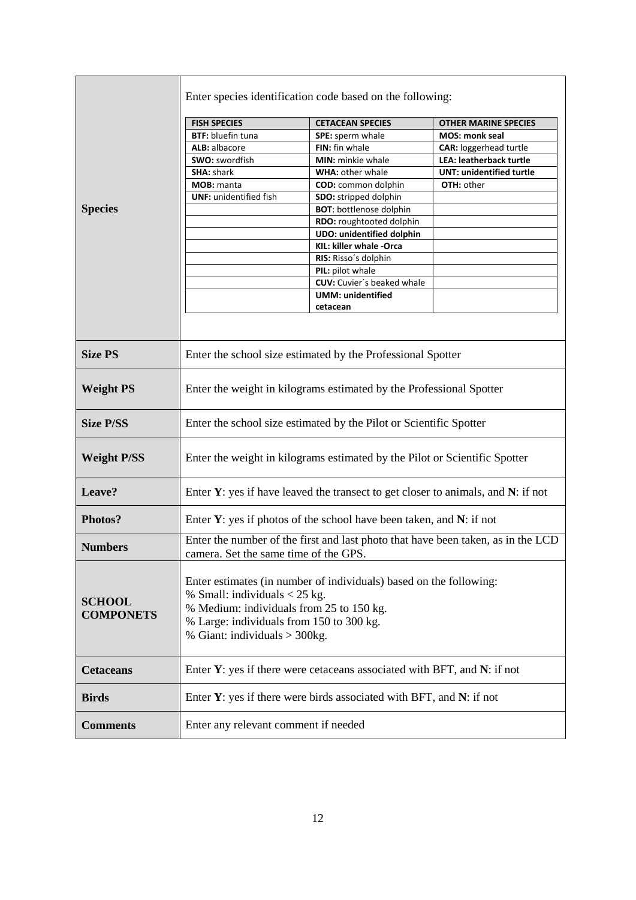| | |
|---|---|
| **Species** | Enter species identification code based on the following: |

| FISH SPECIES | CETACEAN SPECIES | OTHER MARINE SPECIES |
|---|---|---|
| **BTF:** bluefin tuna | **SPE:** sperm whale | **MOS: monk seal** |
| **ALB:** albacore | **FIN:** fin whale | **CAR:** loggerhead turtle |
| **SWO:** swordfish | **MIN:** minkie whale | **LEA: leatherback turtle** |
| **SHA:** shark | **WHA:** other whale | **UNT: unidentified turtle** |
| **MOB:** manta | **COD:** common dolphin | **OTH:** other |
| **UNF:** unidentified fish | **SDO:** stripped dolphin | |
| | **BOT**: bottlenose dolphin | |
| | **RDO:** roughtooted dolphin | |
| | **UDO: unidentified dolphin** | |
| | **KIL: killer whale -Orca** | |
| | **RIS:** Risso´s dolphin | |
| | **PIL:** pilot whale | |
| | **CUV:** Cuvier´s beaked whale | |
| | **UMM: unidentified cetacean** | |

| | |
|---|---|
| **Size PS** | Enter the school size estimated by the Professional Spotter |
| **Weight PS** | Enter the weight in kilograms estimated by the Professional Spotter |
| **Size P/SS** | Enter the school size estimated by the Pilot or Scientific Spotter |
| **Weight P/SS** | Enter the weight in kilograms estimated by the Pilot or Scientific Spotter |
| **Leave?** | Enter **Y**: yes if have leaved the transect to get closer to animals, and **N**: if not |
| **Photos?** | Enter **Y**: yes if photos of the school have been taken, and **N**: if not |
| **Numbers** | Enter the number of the first and last photo that have been taken, as in the LCD camera. Set the same time of the GPS. |
| **SCHOOL COMPONETS** | Enter estimates (in number of individuals) based on the following:<br>% Small: individuals < 25 kg.<br>% Medium: individuals from 25 to 150 kg.<br>% Large: individuals from 150 to 300 kg.<br>% Giant: individuals > 300kg. |
| **Cetaceans** | Enter **Y**: yes if there were cetaceans associated with BFT, and **N**: if not |
| **Birds** | Enter **Y**: yes if there were birds associated with BFT, and **N**: if not |
| **Comments** | Enter any relevant comment if needed |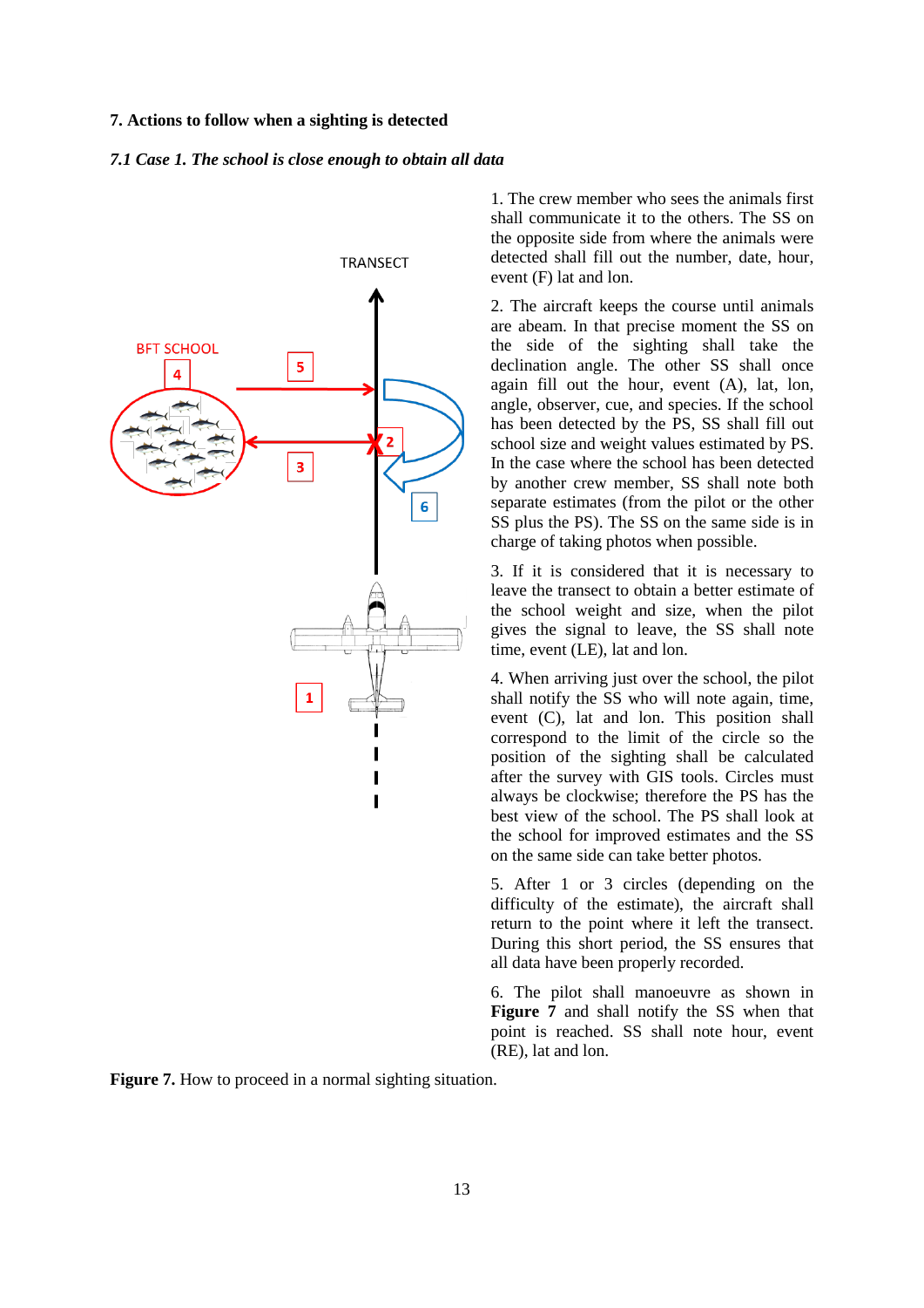## 7. Actions to follow when a sighting is detected

### *7.1 Case 1. The school is close enough to obtain all data*

1. The crew member who sees the animals first shall communicate it to the others. The SS on the opposite side from where the animals were detected shall fill out the number, date, hour, event (F) lat and lon.

2. The aircraft keeps the course until animals are abeam. In that precise moment the SS on the side of the sighting shall take the declination angle. The other SS shall once again fill out the hour, event (A), lat, lon, angle, observer, cue, and species. If the school has been detected by the PS, SS shall fill out school size and weight values estimated by PS. In the case where the school has been detected by another crew member, SS shall note both separate estimates (from the pilot or the other SS plus the PS). The SS on the same side is in charge of taking photos when possible.

3. If it is considered that it is necessary to leave the transect to obtain a better estimate of the school weight and size, when the pilot gives the signal to leave, the SS shall note time, event (LE), lat and lon.

4. When arriving just over the school, the pilot shall notify the SS who will note again, time, event (C), lat and lon. This position shall correspond to the limit of the circle so the position of the sighting shall be calculated after the survey with GIS tools. Circles must always be clockwise; therefore the PS has the best view of the school. The PS shall look at the school for improved estimates and the SS on the same side can take better photos.

5. After 1 or 3 circles (depending on the difficulty of the estimate), the aircraft shall return to the point where it left the transect. During this short period, the SS ensures that all data have been properly recorded.

6. The pilot shall manoeuvre as shown in **Figure 7** and shall notify the SS when that point is reached. SS shall note hour, event (RE), lat and lon.

**Figure 7.** How to proceed in a normal sighting situation.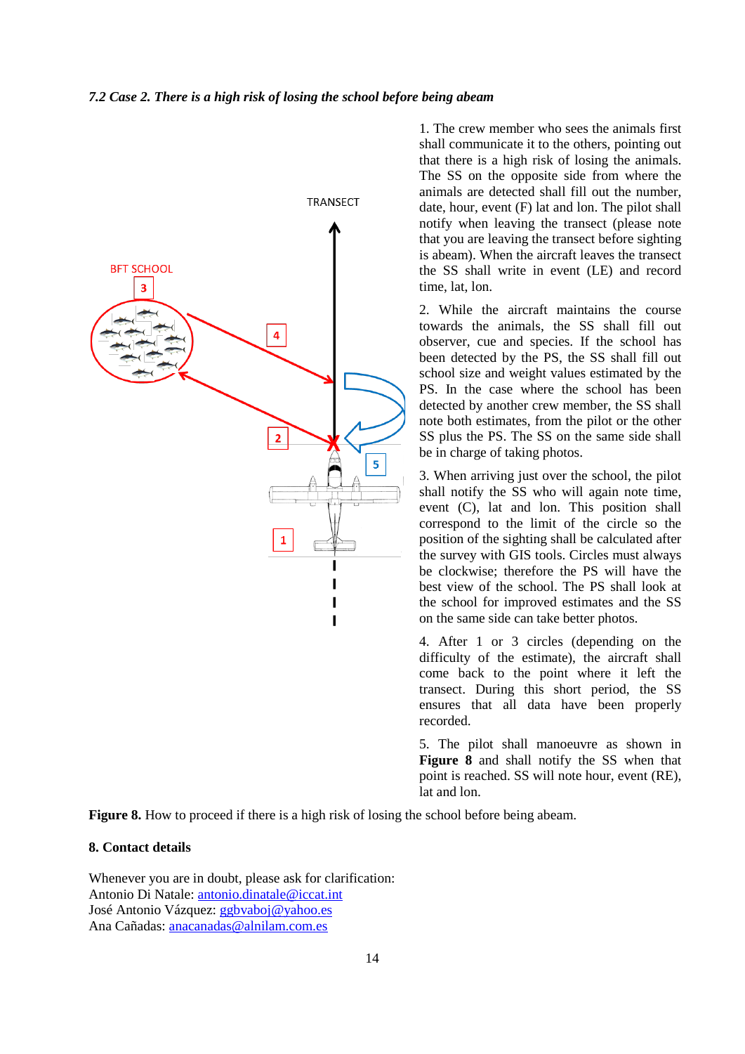*7.2 Case 2. There is a high risk of losing the school before being abeam*

TRANSECT

BFT SCHOOL

3

4

2

5

1

1. The crew member who sees the animals first shall communicate it to the others, pointing out that there is a high risk of losing the animals. The SS on the opposite side from where the animals are detected shall fill out the number, date, hour, event (F) lat and lon. The pilot shall notify when leaving the transect (please note that you are leaving the transect before sighting is abeam). When the aircraft leaves the transect the SS shall write in event (LE) and record time, lat, lon.

2. While the aircraft maintains the course towards the animals, the SS shall fill out observer, cue and species. If the school has been detected by the PS, the SS shall fill out school size and weight values estimated by the PS. In the case where the school has been detected by another crew member, the SS shall note both estimates, from the pilot or the other SS plus the PS. The SS on the same side shall be in charge of taking photos.

3. When arriving just over the school, the pilot shall notify the SS who will again note time, event (C), lat and lon. This position shall correspond to the limit of the circle so the position of the sighting shall be calculated after the survey with GIS tools. Circles must always be clockwise; therefore the PS will have the best view of the school. The PS shall look at the school for improved estimates and the SS on the same side can take better photos.

4. After 1 or 3 circles (depending on the difficulty of the estimate), the aircraft shall come back to the point where it left the transect. During this short period, the SS ensures that all data have been properly recorded.

5. The pilot shall manoeuvre as shown in **Figure 8** and shall notify the SS when that point is reached. SS will note hour, event (RE), lat and lon.

**Figure 8.** How to proceed if there is a high risk of losing the school before being abeam.

## 8. Contact details

Whenever you are in doubt, please ask for clarification:
Antonio Di Natale: antonio.dinatale@iccat.int
José Antonio Vázquez: ggbvaboj@yahoo.es
Ana Cañadas: anacanadas@alnilam.com.es